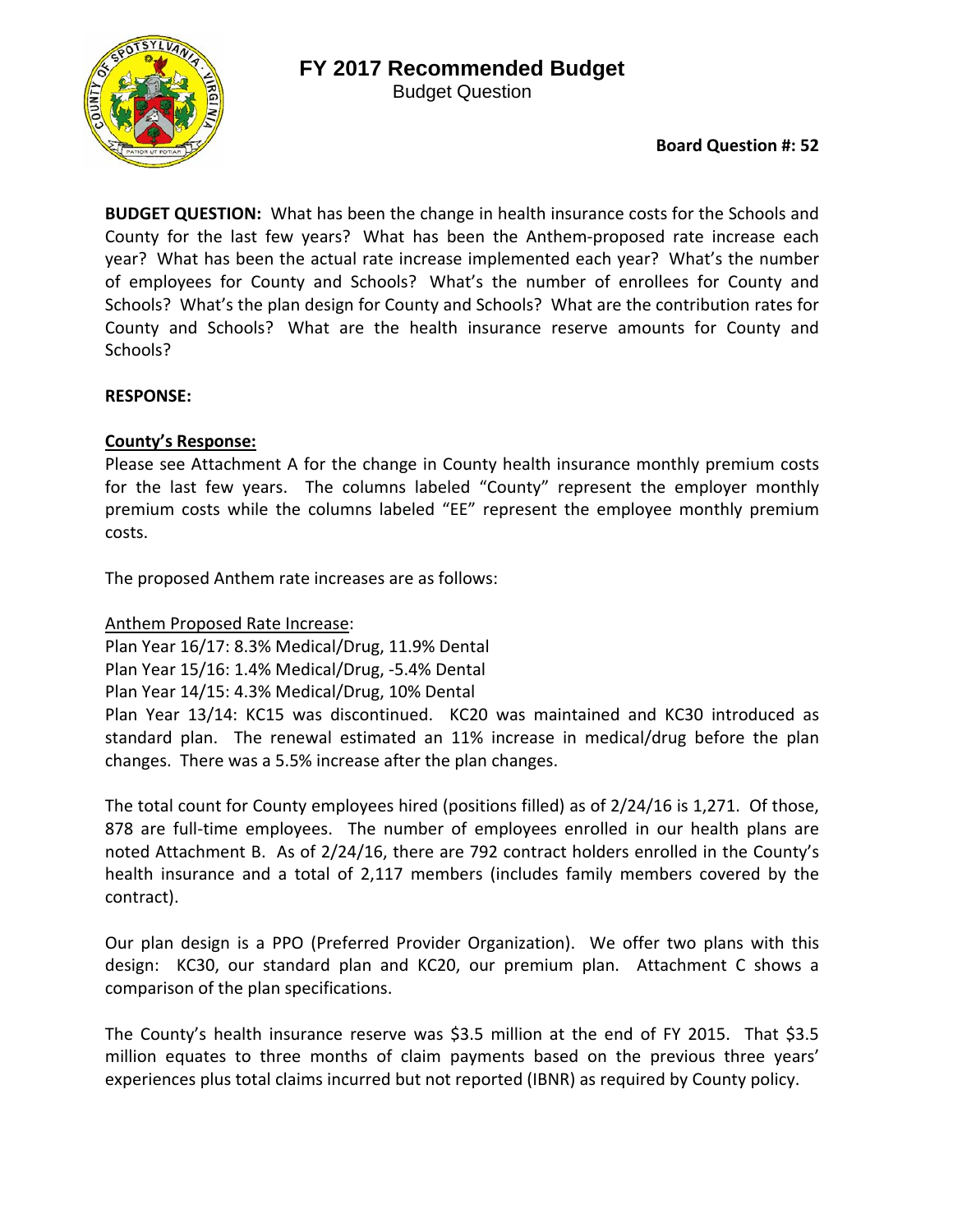# FY 2017 Recommended Budget

Budget Question

**Board Question #: 52**

**BUDGET QUESTION:** What has been the change in health insurance costs for the Schools and County for the last few years? What has been the Anthem-proposed rate increase each year? What has been the actual rate increase implemented each year? What's the number of employees for County and Schools? What's the number of enrollees for County and Schools? What's the plan design for County and Schools? What are the contribution rates for County and Schools? What are the health insurance reserve amounts for County and Schools?

**RESPONSE:**

**<u>County's Response:</u>**

Please see Attachment A for the change in County health insurance monthly premium costs for the last few years. The columns labeled "County" represent the employer monthly premium costs while the columns labeled "EE" represent the employee monthly premium costs.

The proposed Anthem rate increases are as follows:

<u>Anthem Proposed Rate Increase</u>:
Plan Year 16/17: 8.3% Medical/Drug, 11.9% Dental
Plan Year 15/16: 1.4% Medical/Drug, -5.4% Dental
Plan Year 14/15: 4.3% Medical/Drug, 10% Dental
Plan Year 13/14: KC15 was discontinued. KC20 was maintained and KC30 introduced as standard plan. The renewal estimated an 11% increase in medical/drug before the plan changes. There was a 5.5% increase after the plan changes.

The total count for County employees hired (positions filled) as of 2/24/16 is 1,271. Of those, 878 are full-time employees. The number of employees enrolled in our health plans are noted Attachment B. As of 2/24/16, there are 792 contract holders enrolled in the County's health insurance and a total of 2,117 members (includes family members covered by the contract).

Our plan design is a PPO (Preferred Provider Organization). We offer two plans with this design: KC30, our standard plan and KC20, our premium plan. Attachment C shows a comparison of the plan specifications.

The County's health insurance reserve was $3.5 million at the end of FY 2015. That $3.5 million equates to three months of claim payments based on the previous three years' experiences plus total claims incurred but not reported (IBNR) as required by County policy.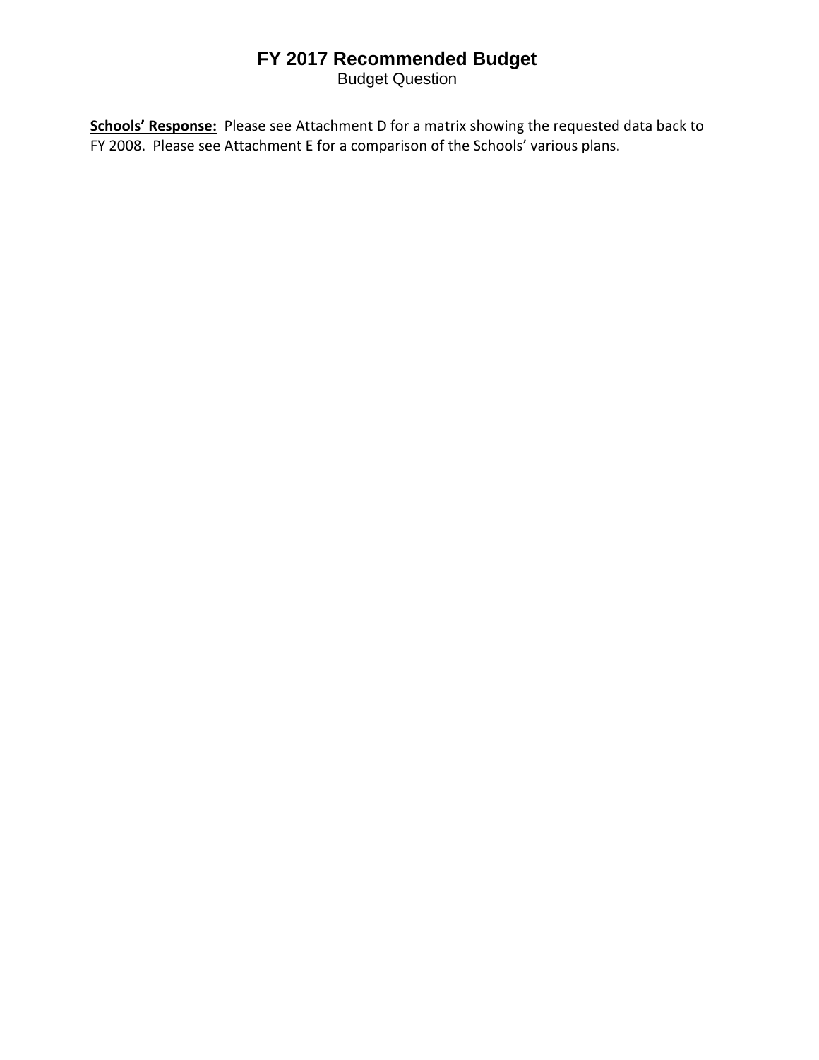# FY 2017 Recommended Budget

Budget Question

**Schools' Response:** Please see Attachment D for a matrix showing the requested data back to FY 2008. Please see Attachment E for a comparison of the Schools' various plans.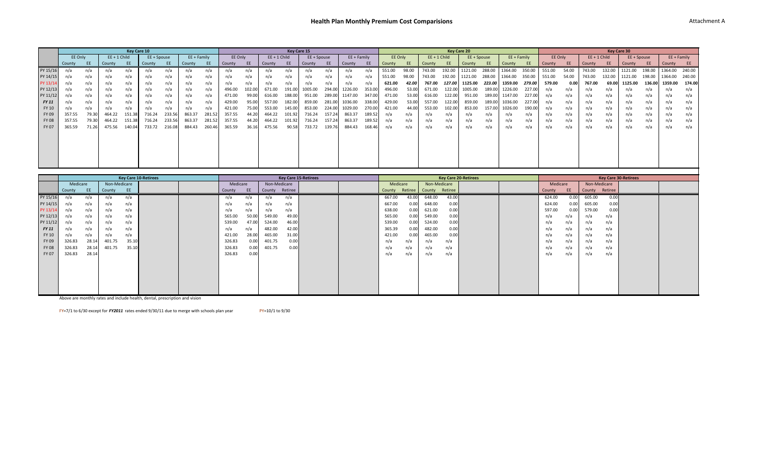# Health Plan Monthly Premium Cost Comparisions

Attachment A

| | Key Care 10 | | | | | | | | Key Care 15 | | | | | | | | Key Care 20 | | | | | | | | Key Care 30 | | | | | | | |
|---|---|---|---|---|---|---|---|---|---|---|---|---|---|---|---|---|---|---|---|---|---|---|---|---|---|---|---|---|---|---|---|---|
| | EE Only | | EE + 1 Child | | EE + Spouse | | EE + Family | | EE Only | | EE + 1 Child | | EE + Spouse | | EE + Family | | EE Only | | EE + 1 Child | | EE + Spouse | | EE + Family | | EE Only | | EE + 1 Child | | EE + Spouse | | EE + Family | |
| | County | EE | County | EE | County | EE | County | EE | County | EE | County | EE | County | EE | County | EE | County | EE | County | EE | County | EE | County | EE | County | EE | County | EE | County | EE | County | EE |
| PY 15/16 | n/a | n/a | n/a | n/a | n/a | n/a | n/a | n/a | n/a | n/a | n/a | n/a | n/a | n/a | n/a | n/a | 551.00 | 98.00 | 743.00 | 192.00 | 1121.00 | 288.00 | 1364.00 | 350.00 | 551.00 | 54.00 | 743.00 | 132.00 | 1121.00 | 198.00 | 1364.00 | 240.00 |
| PY 14/15 | n/a | n/a | n/a | n/a | n/a | n/a | n/a | n/a | n/a | n/a | n/a | n/a | n/a | n/a | n/a | n/a | 551.00 | 98.00 | 743.00 | 192.00 | 1121.00 | 288.00 | 1364.00 | 350.00 | 551.00 | 54.00 | 743.00 | 132.00 | 1121.00 | 198.00 | 1364.00 | 240.00 |
| PY 13/14 | n/a | n/a | n/a | n/a | n/a | n/a | n/a | n/a | n/a | n/a | n/a | n/a | n/a | n/a | n/a | n/a | **621.00** | ***42.00*** | **767.00** | ***127.00*** | **1125.00** | ***223.00*** | **1359.00** | ***279.00*** | **579.00** | **0.00** | **767.00** | **69.00** | **1125.00** | **136.00** | **1359.00** | **174.00** |
| PY 12/13 | n/a | n/a | n/a | n/a | n/a | n/a | n/a | n/a | 496.00 | 102.00 | 671.00 | 191.00 | 1005.00 | 294.00 | 1226.00 | 353.00 | 496.00 | 53.00 | 671.00 | 122.00 | 1005.00 | 189.00 | 1226.00 | 227.00 | n/a | n/a | n/a | n/a | n/a | n/a | n/a | n/a |
| PY 11/12 | n/a | n/a | n/a | n/a | n/a | n/a | n/a | n/a | 471.00 | 99.00 | 616.00 | 188.00 | 951.00 | 289.00 | 1147.00 | 347.00 | 471.00 | 53.00 | 616.00 | 122.00 | 951.00 | 189.00 | 1147.00 | 227.00 | n/a | n/a | n/a | n/a | n/a | n/a | n/a | n/a |
| ***FY 11*** | n/a | n/a | n/a | n/a | n/a | n/a | n/a | n/a | 429.00 | 95.00 | 557.00 | 182.00 | 859.00 | 281.00 | 1036.00 | 338.00 | 429.00 | 53.00 | 557.00 | 122.00 | 859.00 | 189.00 | 1036.00 | 227.00 | n/a | n/a | n/a | n/a | n/a | n/a | n/a | n/a |
| FY 10 | n/a | n/a | n/a | n/a | n/a | n/a | n/a | n/a | 421.00 | 75.00 | 553.00 | 145.00 | 853.00 | 224.00 | 1029.00 | 270.00 | 421.00 | 44.00 | 553.00 | 102.00 | 853.00 | 157.00 | 1026.00 | 190.00 | n/a | n/a | n/a | n/a | n/a | n/a | n/a | n/a |
| FY 09 | 357.55 | 79.30 | 464.22 | 151.38 | 716.24 | 233.56 | 863.37 | 281.52 | 357.55 | 44.20 | 464.22 | 101.92 | 716.24 | 157.24 | 863.37 | 189.52 | n/a | n/a | n/a | n/a | n/a | n/a | n/a | n/a | n/a | n/a | n/a | n/a | n/a | n/a | n/a | n/a |
| FY 08 | 357.55 | 79.30 | 464.22 | 151.38 | 716.24 | 233.56 | 863.37 | 281.52 | 357.55 | 44.20 | 464.22 | 101.92 | 716.24 | 157.24 | 863.37 | 189.52 | n/a | n/a | n/a | n/a | n/a | n/a | n/a | n/a | n/a | n/a | n/a | n/a | n/a | n/a | n/a | n/a |
| FY 07 | 365.59 | 71.26 | 475.56 | 140.04 | 733.72 | 216.08 | 884.43 | 260.46 | 365.59 | 36.16 | 475.56 | 90.58 | 733.72 | 139.76 | 884.43 | 168.46 | n/a | n/a | n/a | n/a | n/a | n/a | n/a | n/a | n/a | n/a | n/a | n/a | n/a | n/a | n/a | n/a |

| | Key Care 10-Retirees | | | | Key Care 15-Retirees | | | | Key Care 20-Retirees | | | | Key Care 30-Retirees | | | |
|---|---|---|---|---|---|---|---|---|---|---|---|---|---|---|---|---|
| | Medicare | | Non-Medicare | | Medicare | | Non-Medicare | | Medicare | | Non-Medicare | | Medicare | | Non-Medicare | |
| | County | EE | County | EE | County | EE | County | Retiree | County | Retiree | County | Retiree | County | EE | County | Retiree |
| PY 15/16 | n/a | n/a | n/a | n/a | n/a | n/a | n/a | n/a | 667.00 | 43.00 | 648.00 | 43.00 | 624.00 | 0.00 | 605.00 | 0.00 |
| PY 14/15 | n/a | n/a | n/a | n/a | n/a | n/a | n/a | n/a | 667.00 | 0.00 | 648.00 | 0.00 | 624.00 | 0.00 | 605.00 | 0.00 |
| PY 13/14 | n/a | n/a | n/a | n/a | n/a | n/a | n/a | n/a | 638.00 | 0.00 | 621.00 | 0.00 | 597.00 | 0.00 | 579.00 | 0.00 |
| PY 12/13 | n/a | n/a | n/a | n/a | 565.00 | 50.00 | 549.00 | 49.00 | 565.00 | 0.00 | 549.00 | 0.00 | n/a | n/a | n/a | n/a |
| PY 11/12 | n/a | n/a | n/a | n/a | 539.00 | 47.00 | 524.00 | 46.00 | 539.00 | 0.00 | 524.00 | 0.00 | n/a | n/a | n/a | n/a |
| ***FY 11*** | n/a | n/a | n/a | n/a | n/a | n/a | 482.00 | 42.00 | 365.39 | 0.00 | 482.00 | 0.00 | n/a | n/a | n/a | n/a |
| FY 10 | n/a | n/a | n/a | n/a | 421.00 | 28.00 | 465.00 | 31.00 | 421.00 | 0.00 | 465.00 | 0.00 | n/a | n/a | n/a | n/a |
| FY 09 | 326.83 | 28.14 | 401.75 | 35.10 | 326.83 | 0.00 | 401.75 | 0.00 | n/a | n/a | n/a | n/a | n/a | n/a | n/a | n/a |
| FY 08 | 326.83 | 28.14 | 401.75 | 35.10 | 326.83 | 0.00 | 401.75 | 0.00 | n/a | n/a | n/a | n/a | n/a | n/a | n/a | n/a |
| FY 07 | 326.83 | 28.14 | | | 326.83 | 0.00 | | | n/a | n/a | n/a | n/a | n/a | n/a | n/a | n/a |

Above are monthly rates and include health, dental, prescription and vision

FY=7/1 to 6/30 except for ***FY2011*** rates ended 9/30/11 due to merge with schools plan year

PY=10/1 to 9/30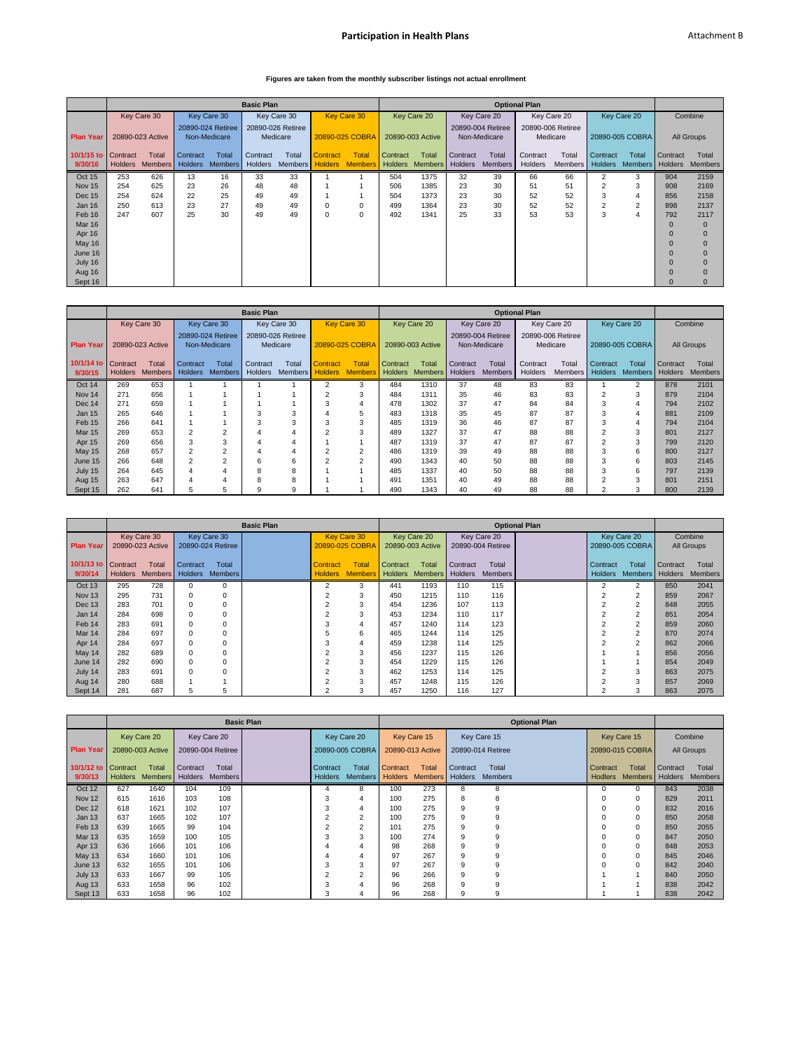## Participation in Health Plans

Attachment B

**Figures are taken from the monthly subscriber listings not actual enrollment**

| | Basic Plan | | | | | | | | Optional Plan | | | | | | | | | |
|---|---|---|---|---|---|---|---|---|---|---|---|---|---|---|---|---|---|---|
| | Key Care 30 | | Key Care 30 | | Key Care 30 | | Key Care 30 | | Key Care 20 | | Key Care 20 | | Key Care 20 | | Key Care 20 | | Combine | |
| **Plan Year** | 20890-023 Active | | 20890-024 Retiree Non-Medicare | | 20890-026 Retiree Medicare | | 20890-025 COBRA | | 20890-003 Active | | 20890-004 Retiree Non-Medicare | | 20890-006 Retiree Medicare | | 20890-005 COBRA | | All Groups | |
| **10/1/15 to 9/30/16** | Contract Holders | Total Members | Contract Holders | Total Members | Contract Holders | Total Members | Contract Holders | Total Members | Contract Holders | Total Members | Contract Holders | Total Members | Contract Holders | Total Members | Contract Holders | Total Members | Contract Holders | Total Members |
| Oct 15 | 253 | 626 | 13 | 16 | 33 | 33 | 1 | 1 | 504 | 1375 | 32 | 39 | 66 | 66 | 2 | 3 | 904 | 2159 |
| Nov 15 | 254 | 625 | 23 | 26 | 48 | 48 | 1 | 1 | 506 | 1385 | 23 | 30 | 51 | 51 | 2 | 3 | 908 | 2169 |
| Dec 15 | 254 | 624 | 22 | 25 | 49 | 49 | 1 | 1 | 504 | 1373 | 23 | 30 | 52 | 52 | 3 | 4 | 856 | 2158 |
| Jan 16 | 250 | 613 | 23 | 27 | 49 | 49 | 0 | 0 | 499 | 1364 | 23 | 30 | 52 | 52 | 2 | 2 | 898 | 2137 |
| Feb 16 | 247 | 607 | 25 | 30 | 49 | 49 | 0 | 0 | 492 | 1341 | 25 | 33 | 53 | 53 | 3 | 4 | 792 | 2117 |
| Mar 16 | | | | | | | | | | | | | | | | | 0 | 0 |
| Apr 16 | | | | | | | | | | | | | | | | | 0 | 0 |
| May 16 | | | | | | | | | | | | | | | | | 0 | 0 |
| June 16 | | | | | | | | | | | | | | | | | 0 | 0 |
| July 16 | | | | | | | | | | | | | | | | | 0 | 0 |
| Aug 16 | | | | | | | | | | | | | | | | | 0 | 0 |
| Sept 16 | | | | | | | | | | | | | | | | | 0 | 0 |

| | Basic Plan | | | | | | | | Optional Plan | | | | | | | | | |
|---|---|---|---|---|---|---|---|---|---|---|---|---|---|---|---|---|---|---|
| | Key Care 30 | | Key Care 30 | | Key Care 30 | | Key Care 30 | | Key Care 20 | | Key Care 20 | | Key Care 20 | | Key Care 20 | | Combine | |
| **Plan Year** | 20890-023 Active | | 20890-024 Retiree Non-Medicare | | 20890-026 Retiree Medicare | | 20890-025 COBRA | | 20890-003 Active | | 20890-004 Retiree Non-Medicare | | 20890-006 Retiree Medicare | | 20890-005 COBRA | | All Groups | |
| **10/1/14 to 9/30/15** | Contract Holders | Total Members | Contract Holders | Total Members | Contract Holders | Total Members | Contract Holders | Total Members | Contract Holders | Total Members | Contract Holders | Total Members | Contract Holders | Total Members | Contract Holders | Total Members | Contract Holders | Total Members |
| Oct 14 | 269 | 653 | 1 | 1 | 1 | 1 | 2 | 3 | 484 | 1310 | 37 | 48 | 83 | 83 | 1 | 2 | 878 | 2101 |
| Nov 14 | 271 | 656 | 1 | 1 | 1 | 1 | 2 | 3 | 484 | 1311 | 35 | 46 | 83 | 83 | 2 | 3 | 879 | 2104 |
| Dec 14 | 271 | 659 | 1 | 1 | 1 | 1 | 3 | 4 | 478 | 1302 | 37 | 47 | 84 | 84 | 3 | 4 | 794 | 2102 |
| Jan 15 | 265 | 646 | 1 | 1 | 3 | 3 | 4 | 5 | 483 | 1318 | 35 | 45 | 87 | 87 | 3 | 4 | 881 | 2109 |
| Feb 15 | 266 | 641 | 1 | 1 | 3 | 3 | 3 | 3 | 485 | 1319 | 36 | 46 | 87 | 87 | 3 | 4 | 794 | 2104 |
| Mar 15 | 269 | 653 | 2 | 2 | 4 | 4 | 2 | 3 | 489 | 1327 | 37 | 47 | 88 | 88 | 2 | 3 | 801 | 2127 |
| Apr 15 | 269 | 656 | 3 | 3 | 4 | 4 | 1 | 1 | 487 | 1319 | 37 | 47 | 87 | 87 | 2 | 3 | 799 | 2120 |
| May 15 | 268 | 657 | 2 | 2 | 4 | 4 | 2 | 2 | 486 | 1319 | 39 | 49 | 88 | 88 | 3 | 6 | 800 | 2127 |
| June 15 | 266 | 648 | 2 | 2 | 6 | 6 | 2 | 2 | 490 | 1343 | 40 | 50 | 88 | 88 | 3 | 6 | 803 | 2145 |
| July 15 | 264 | 645 | 4 | 4 | 8 | 8 | 1 | 1 | 485 | 1337 | 40 | 50 | 88 | 88 | 3 | 6 | 797 | 2139 |
| Aug 15 | 263 | 647 | 4 | 4 | 8 | 8 | 1 | 1 | 491 | 1351 | 40 | 49 | 88 | 88 | 2 | 3 | 801 | 2151 |
| Sept 15 | 262 | 641 | 5 | 5 | 9 | 9 | 1 | 1 | 490 | 1343 | 40 | 49 | 88 | 88 | 2 | 3 | 800 | 2139 |

| | Basic Plan | | | | | | Optional Plan | | | | | | | |
|---|---|---|---|---|---|---|---|---|---|---|---|---|---|---|
| **Plan Year** | Key Care 30 20890-023 Active | | Key Care 30 20890-024 Retiree | | Key Care 30 20890-025 COBRA | | Key Care 20 20890-003 Active | | Key Care 20 20890-004 Retiree | | Key Care 20 20890-005 COBRA | | Combine All Groups | |
| **10/1/13 to 9/30/14** | Contract Holders | Total Members | Contract Holders | Total Members | Contract Holders | Total Members | Contract Holders | Total Members | Contract Holders | Total Members | Contract Holders | Total Members | Contract Holders | Total Members |
| Oct 13 | 295 | 728 | 0 | 0 | 2 | 3 | 441 | 1193 | 110 | 115 | 2 | 2 | 850 | 2041 |
| Nov 13 | 295 | 731 | 0 | 0 | 2 | 3 | 450 | 1215 | 110 | 116 | 2 | 2 | 859 | 2067 |
| Dec 13 | 283 | 701 | 0 | 0 | 2 | 3 | 454 | 1236 | 107 | 113 | 2 | 2 | 848 | 2055 |
| Jan 14 | 284 | 698 | 0 | 0 | 2 | 3 | 453 | 1234 | 110 | 117 | 2 | 2 | 851 | 2054 |
| Feb 14 | 283 | 691 | 0 | 0 | 3 | 4 | 457 | 1240 | 114 | 123 | 2 | 2 | 859 | 2060 |
| Mar 14 | 284 | 697 | 0 | 0 | 5 | 6 | 465 | 1244 | 114 | 125 | 2 | 2 | 870 | 2074 |
| Apr 14 | 284 | 697 | 0 | 0 | 3 | 4 | 459 | 1238 | 114 | 125 | 2 | 2 | 862 | 2066 |
| May 14 | 282 | 689 | 0 | 0 | 2 | 3 | 456 | 1237 | 115 | 126 | 1 | 1 | 856 | 2056 |
| June 14 | 282 | 690 | 0 | 0 | 2 | 3 | 454 | 1229 | 115 | 126 | 1 | 1 | 854 | 2049 |
| July 14 | 283 | 691 | 0 | 0 | 2 | 3 | 462 | 1253 | 114 | 125 | 2 | 3 | 863 | 2075 |
| Aug 14 | 280 | 688 | 1 | 1 | 2 | 3 | 457 | 1248 | 115 | 126 | 2 | 3 | 857 | 2069 |
| Sept 14 | 281 | 687 | 5 | 5 | 2 | 3 | 457 | 1250 | 116 | 127 | 2 | 3 | 863 | 2075 |

| | Basic Plan | | | | | | Optional Plan | | | | | | | |
|---|---|---|---|---|---|---|---|---|---|---|---|---|---|---|
| | Key Care 20 | | Key Care 20 | | Key Care 20 | | Key Care 15 | | Key Care 15 | | Key Care 15 | | Combine | |
| **Plan Year** | 20890-003 Active | | 20890-004 Retiree | | 20890-005 COBRA | | 20890-013 Active | | 20890-014 Retiree | | 20890-015 COBRA | | All Groups | |
| **10/1/12 to 9/30/13** | Contract Holders | Total Members | Contract Holders | Total Members | Contract Holders | Total Members | Contract Holders | Total Members | Contract Holders | Total Members | Contract Holders | Total Members | Contract Holders | Total Members |
| Oct 12 | 627 | 1640 | 104 | 109 | 4 | 8 | 100 | 273 | 8 | 8 | 0 | 0 | 843 | 2038 |
| Nov 12 | 615 | 1616 | 103 | 108 | 3 | 4 | 100 | 275 | 8 | 8 | 0 | 0 | 829 | 2011 |
| Dec 12 | 618 | 1621 | 102 | 107 | 3 | 4 | 100 | 275 | 9 | 9 | 0 | 0 | 832 | 2016 |
| Jan 13 | 637 | 1665 | 102 | 107 | 2 | 2 | 100 | 275 | 9 | 9 | 0 | 0 | 850 | 2058 |
| Feb 13 | 639 | 1665 | 99 | 104 | 2 | 2 | 101 | 275 | 9 | 9 | 0 | 0 | 850 | 2055 |
| Mar 13 | 635 | 1659 | 100 | 105 | 3 | 3 | 100 | 274 | 9 | 9 | 0 | 0 | 847 | 2050 |
| Apr 13 | 636 | 1666 | 101 | 106 | 4 | 4 | 98 | 268 | 9 | 9 | 0 | 0 | 848 | 2053 |
| May 13 | 634 | 1660 | 101 | 106 | 4 | 4 | 97 | 267 | 9 | 9 | 0 | 0 | 845 | 2046 |
| June 13 | 632 | 1655 | 101 | 106 | 3 | 3 | 97 | 267 | 9 | 9 | 0 | 0 | 842 | 2040 |
| July 13 | 633 | 1667 | 99 | 105 | 2 | 2 | 96 | 266 | 9 | 9 | 1 | 1 | 840 | 2050 |
| Aug 13 | 633 | 1658 | 96 | 102 | 3 | 4 | 96 | 268 | 9 | 9 | 1 | 1 | 838 | 2042 |
| Sept 13 | 633 | 1658 | 96 | 102 | 3 | 4 | 96 | 268 | 9 | 9 | 1 | 1 | 838 | 2042 |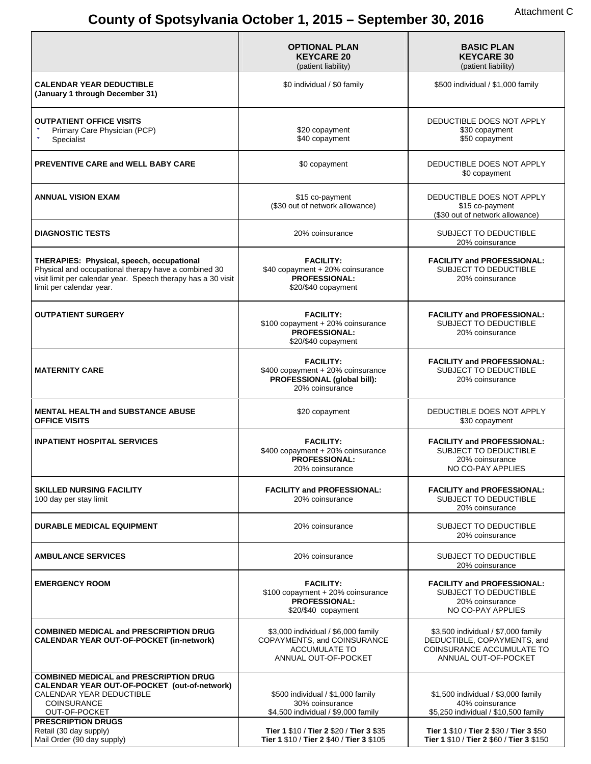Attachment C

# County of Spotsylvania October 1, 2015 – September 30, 2016

| | **OPTIONAL PLAN KEYCARE 20** (patient liability) | **BASIC PLAN KEYCARE 30** (patient liability) |
|---|---|---|
| **CALENDAR YEAR DEDUCTIBLE (January 1 through December 31)** | $0 individual / $0 family | $500 individual / $1,000 family |
| **OUTPATIENT OFFICE VISITS**<br>• Primary Care Physician (PCP)<br>• Specialist | <br>$20 copayment<br>$40 copayment | DEDUCTIBLE DOES NOT APPLY<br>$30 copayment<br>$50 copayment |
| **PREVENTIVE CARE and WELL BABY CARE** | $0 copayment | DEDUCTIBLE DOES NOT APPLY<br>$0 copayment |
| **ANNUAL VISION EXAM** | $15 co-payment<br>($30 out of network allowance) | DEDUCTIBLE DOES NOT APPLY<br>$15 co-payment<br>($30 out of network allowance) |
| **DIAGNOSTIC TESTS** | 20% coinsurance | SUBJECT TO DEDUCTIBLE<br>20% coinsurance |
| **THERAPIES: Physical, speech, occupational**<br>Physical and occupational therapy have a combined 30 visit limit per calendar year. Speech therapy has a 30 visit limit per calendar year. | **FACILITY:**<br>$40 copayment + 20% coinsurance<br>**PROFESSIONAL:**<br>$20/$40 copayment | **FACILITY and PROFESSIONAL:**<br>SUBJECT TO DEDUCTIBLE<br>20% coinsurance |
| **OUTPATIENT SURGERY** | **FACILITY:**<br>$100 copayment + 20% coinsurance<br>**PROFESSIONAL:**<br>$20/$40 copayment | **FACILITY and PROFESSIONAL:**<br>SUBJECT TO DEDUCTIBLE<br>20% coinsurance |
| **MATERNITY CARE** | **FACILITY:**<br>$400 copayment + 20% coinsurance<br>**PROFESSIONAL (global bill):**<br>20% coinsurance | **FACILITY and PROFESSIONAL:**<br>SUBJECT TO DEDUCTIBLE<br>20% coinsurance |
| **MENTAL HEALTH and SUBSTANCE ABUSE OFFICE VISITS** | $20 copayment | DEDUCTIBLE DOES NOT APPLY<br>$30 copayment |
| **INPATIENT HOSPITAL SERVICES** | **FACILITY:**<br>$400 copayment + 20% coinsurance<br>**PROFESSIONAL:**<br>20% coinsurance | **FACILITY and PROFESSIONAL:**<br>SUBJECT TO DEDUCTIBLE<br>20% coinsurance<br>NO CO-PAY APPLIES |
| **SKILLED NURSING FACILITY**<br>100 day per stay limit | **FACILITY and PROFESSIONAL:**<br>20% coinsurance | **FACILITY and PROFESSIONAL:**<br>SUBJECT TO DEDUCTIBLE<br>20% coinsurance |
| **DURABLE MEDICAL EQUIPMENT** | 20% coinsurance | SUBJECT TO DEDUCTIBLE<br>20% coinsurance |
| **AMBULANCE SERVICES** | 20% coinsurance | SUBJECT TO DEDUCTIBLE<br>20% coinsurance |
| **EMERGENCY ROOM** | **FACILITY:**<br>$100 copayment + 20% coinsurance<br>**PROFESSIONAL:**<br>$20/$40 copayment | **FACILITY and PROFESSIONAL:**<br>SUBJECT TO DEDUCTIBLE<br>20% coinsurance<br>NO CO-PAY APPLIES |
| **COMBINED MEDICAL and PRESCRIPTION DRUG CALENDAR YEAR OUT-OF-POCKET (in-network)** | $3,000 individual / $6,000 family<br>COPAYMENTS, and COINSURANCE ACCUMULATE TO ANNUAL OUT-OF-POCKET | $3,500 individual / $7,000 family<br>DEDUCTIBLE, COPAYMENTS, and COINSURANCE ACCUMULATE TO ANNUAL OUT-OF-POCKET |
| **COMBINED MEDICAL and PRESCRIPTION DRUG CALENDAR YEAR OUT-OF-POCKET (out-of-network)**<br>CALENDAR YEAR DEDUCTIBLE<br>COINSURANCE<br>OUT-OF-POCKET | <br><br>$500 individual / $1,000 family<br>30% coinsurance<br>$4,500 individual / $9,000 family | <br><br>$1,500 individual / $3,000 family<br>40% coinsurance<br>$5,250 individual / $10,500 family |
| **PRESCRIPTION DRUGS**<br>Retail (30 day supply)<br>Mail Order (90 day supply) | <br>**Tier 1** $10 / **Tier 2** $20 / **Tier 3** $35<br>**Tier 1** $10 / **Tier 2** $40 / **Tier 3** $105 | <br>**Tier 1** $10 / **Tier 2** $30 / **Tier 3** $50<br>**Tier 1** $10 / **Tier 2** $60 / **Tier 3** $150 |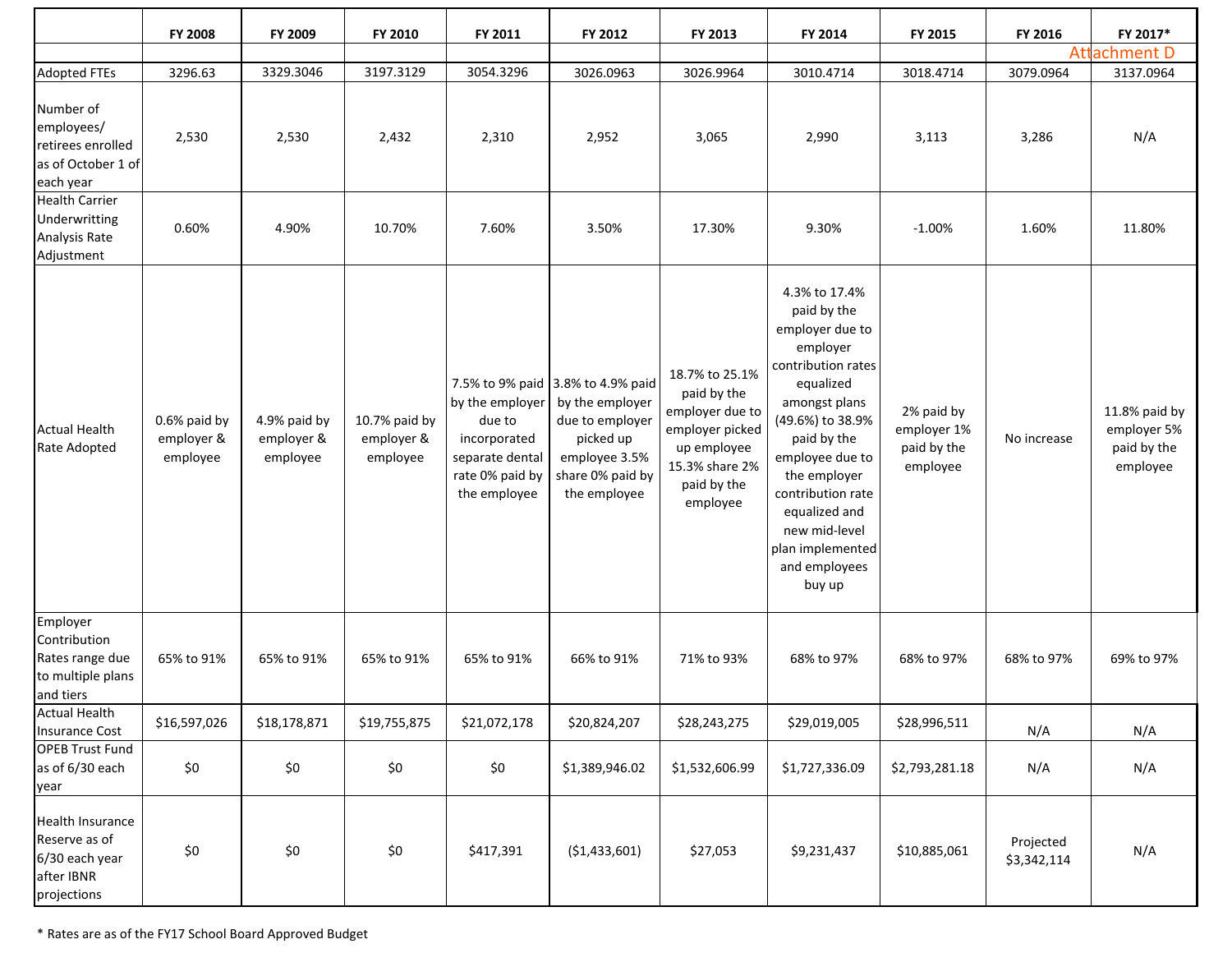Attachment D

| | FY 2008 | FY 2009 | FY 2010 | FY 2011 | FY 2012 | FY 2013 | FY 2014 | FY 2015 | FY 2016 | FY 2017* |
|---|---|---|---|---|---|---|---|---|---|---|
| Adopted FTEs | 3296.63 | 3329.3046 | 3197.3129 | 3054.3296 | 3026.0963 | 3026.9964 | 3010.4714 | 3018.4714 | 3079.0964 | 3137.0964 |
| Number of employees/ retirees enrolled as of October 1 of each year | 2,530 | 2,530 | 2,432 | 2,310 | 2,952 | 3,065 | 2,990 | 3,113 | 3,286 | N/A |
| Health Carrier Underwritting Analysis Rate Adjustment | 0.60% | 4.90% | 10.70% | 7.60% | 3.50% | 17.30% | 9.30% | -1.00% | 1.60% | 11.80% |
| Actual Health Rate Adopted | 0.6% paid by employer & employee | 4.9% paid by employer & employee | 10.7% paid by employer & employee | 7.5% to 9% paid by the employer due to incorporated separate dental rate 0% paid by the employee | 3.8% to 4.9% paid by the employer due to employer picked up employee 3.5% share 0% paid by the employee | 18.7% to 25.1% paid by the employer due to employer picked up employee 15.3% share 2% paid by the employee | 4.3% to 17.4% paid by the employer due to employer contribution rates equalized amongst plans (49.6%) to 38.9% paid by the employee due to the employer contribution rate equalized and new mid-level plan implemented and employees buy up | 2% paid by employer 1% paid by the employee | No increase | 11.8% paid by employer 5% paid by the employee |
| Employer Contribution Rates range due to multiple plans and tiers | 65% to 91% | 65% to 91% | 65% to 91% | 65% to 91% | 66% to 91% | 71% to 93% | 68% to 97% | 68% to 97% | 68% to 97% | 69% to 97% |
| Actual Health Insurance Cost | $16,597,026 | $18,178,871 | $19,755,875 | $21,072,178 | $20,824,207 | $28,243,275 | $29,019,005 | $28,996,511 | N/A | N/A |
| OPEB Trust Fund as of 6/30 each year | $0 | $0 | $0 | $0 | $1,389,946.02 | $1,532,606.99 | $1,727,336.09 | $2,793,281.18 | N/A | N/A |
| Health Insurance Reserve as of 6/30 each year after IBNR projections | $0 | $0 | $0 | $417,391 | ($1,433,601) | $27,053 | $9,231,437 | $10,885,061 | Projected $3,342,114 | N/A |

* Rates are as of the FY17 School Board Approved Budget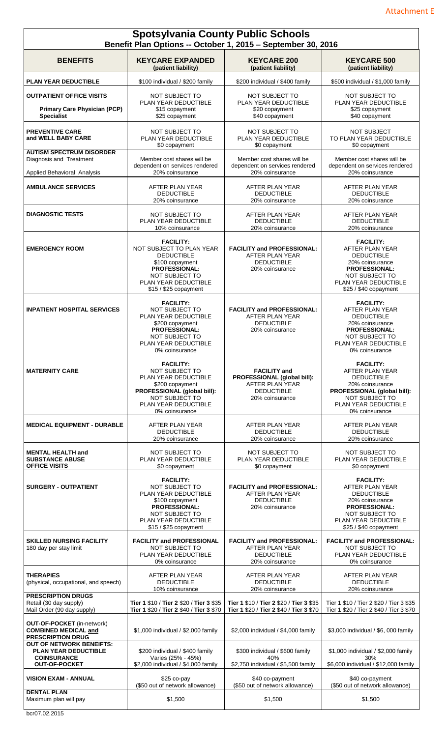Attachment E

# Spotsylvania County Public Schools

## Benefit Plan Options -- October 1, 2015 – September 30, 2016

| BENEFITS | KEYCARE EXPANDED (patient liability) | KEYCARE 200 (patient liability) | KEYCARE 500 (patient liability) |
|---|---|---|---|
| **PLAN YEAR DEDUCTIBLE** | $100 individual / $200 family | $200 individual / $400 family | $500 individual / $1,000 family |
| **OUTPATIENT OFFICE VISITS** **Primary Care Physician (PCP)** **Specialist** | NOT SUBJECT TO PLAN YEAR DEDUCTIBLE $15 copayment $25 copayment | NOT SUBJECT TO PLAN YEAR DEDUCTIBLE $20 copayment $40 copayment | NOT SUBJECT TO PLAN YEAR DEDUCTIBLE $25 copayment $40 copayment |
| **PREVENTIVE CARE and WELL BABY CARE** | NOT SUBJECT TO PLAN YEAR DEDUCTIBLE $0 copayment | NOT SUBJECT TO PLAN YEAR DEDUCTIBLE $0 copayment | NOT SUBJECT TO PLAN YEAR DEDUCTIBLE $0 copayment |
| **AUTISM SPECTRUM DISORDER** Diagnosis and Treatment Applied Behavioral Analysis | Member cost shares will be dependent on services rendered 20% coinsurance | Member cost shares will be dependent on services rendered 20% coinsurance | Member cost shares will be dependent on services rendered 20% coinsurance |
| **AMBULANCE SERVICES** | AFTER PLAN YEAR DEDUCTIBLE 20% coinsurance | AFTER PLAN YEAR DEDUCTIBLE 20% coinsurance | AFTER PLAN YEAR DEDUCTIBLE 20% coinsurance |
| **DIAGNOSTIC TESTS** | NOT SUBJECT TO PLAN YEAR DEDUCTIBLE 10% coinsurance | AFTER PLAN YEAR DEDUCTIBLE 20% coinsurance | AFTER PLAN YEAR DEDUCTIBLE 20% coinsurance |
| **EMERGENCY ROOM** | **FACILITY:** NOT SUBJECT TO PLAN YEAR DEDUCTIBLE $100 copayment **PROFESSIONAL:** NOT SUBJECT TO PLAN YEAR DEDUCTIBLE $15 / $25 copayment | **FACILITY and PROFESSIONAL:** AFTER PLAN YEAR DEDUCTIBLE 20% coinsurance | **FACILITY:** AFTER PLAN YEAR DEDUCTIBLE 20% coinsurance **PROFESSIONAL:** NOT SUBJECT TO PLAN YEAR DEDUCTIBLE $25 / $40 copayment |
| **INPATIENT HOSPITAL SERVICES** | **FACILITY:** NOT SUBJECT TO PLAN YEAR DEDUCTIBLE $200 copayment **PROFESSIONAL:** NOT SUBJECT TO PLAN YEAR DEDUCTIBLE 0% coinsurance | **FACILITY and PROFESSIONAL:** AFTER PLAN YEAR DEDUCTIBLE 20% coinsurance | **FACILITY:** AFTER PLAN YEAR DEDUCTIBLE 20% coinsurance **PROFESSIONAL:** NOT SUBJECT TO PLAN YEAR DEDUCTIBLE 0% coinsurance |
| **MATERNITY CARE** | **FACILITY:** NOT SUBJECT TO PLAN YEAR DEDUCTIBLE $200 copayment **PROFESSIONAL (global bill):** NOT SUBJECT TO PLAN YEAR DEDUCTIBLE 0% coinsurance | **FACILITY and PROFESSIONAL (global bill):** AFTER PLAN YEAR DEDUCTIBLE 20% coinsurance | **FACILITY:** AFTER PLAN YEAR DEDUCTIBLE 20% coinsurance **PROFESSIONAL (global bill):** NOT SUBJECT TO PLAN YEAR DEDUCTIBLE 0% coinsurance |
| **MEDICAL EQUIPMENT - DURABLE** | AFTER PLAN YEAR DEDUCTIBLE 20% coinsurance | AFTER PLAN YEAR DEDUCTIBLE 20% coinsurance | AFTER PLAN YEAR DEDUCTIBLE 20% coinsurance |
| **MENTAL HEALTH and SUBSTANCE ABUSE OFFICE VISITS** | NOT SUBJECT TO PLAN YEAR DEDUCTIBLE $0 copayment | NOT SUBJECT TO PLAN YEAR DEDUCTIBLE $0 copayment | NOT SUBJECT TO PLAN YEAR DEDUCTIBLE $0 copayment |
| **SURGERY - OUTPATIENT** | **FACILITY:** NOT SUBJECT TO PLAN YEAR DEDUCTIBLE $100 copayment **PROFESSIONAL:** NOT SUBJECT TO PLAN YEAR DEDUCTIBLE $15 / $25 copayment | **FACILITY and PROFESSIONAL:** AFTER PLAN YEAR DEDUCTIBLE 20% coinsurance | **FACILITY:** AFTER PLAN YEAR DEDUCTIBLE 20% coinsurance **PROFESSIONAL:** NOT SUBJECT TO PLAN YEAR DEDUCTIBLE $25 / $40 copayment |
| **SKILLED NURSING FACILITY** 180 day per stay limit | **FACILITY and PROFESSIONAL** NOT SUBJECT TO PLAN YEAR DEDUCTIBLE 0% coinsurance | **FACILITY and PROFESSIONAL:** AFTER PLAN YEAR DEDUCTIBLE 20% coinsurance | **FACILITY and PROFESSIONAL:** NOT SUBJECT TO PLAN YEAR DEDUCTIBLE 0% coinsurance |
| **THERAPIES** (physical, occupational, and speech) | AFTER PLAN YEAR DEDUCTIBLE 10% coinsurance | AFTER PLAN YEAR DEDUCTIBLE 20% coinsurance | AFTER PLAN YEAR DEDUCTIBLE 20% coinsurance |
| **PRESCRIPTION DRUGS** Retail (30 day supply) Mail Order (90 day supply) | **Tier 1** $10 / **Tier 2** $20 / **Tier 3** $35 **Tier 1** $20 / **Tier 2** $40 / **Tier 3** $70 | **Tier 1** $10 / **Tier 2** $20 / **Tier 3** $35 **Tier 1** $20 / **Tier 2** $40 / **Tier 3** $70 | Tier 1 $10 / Tier 2 $20 / Tier 3 $35 Tier 1 $20 / Tier 2 $40 / Tier 3 $70 |
| **OUT-OF-POCKET** (in-network) **COMBINED MEDICAL and PRESCRIPTION DRUG** | $1,000 individual / $2,000 family | $2,000 individual / $4,000 family | $3,000 individual / $6, 000 family |
| **OUT OF NETWORK BENEIFTS:** **PLAN YEAR DEDUCTIBLE** **COINSURANCE** **OUT-OF-POCKET** | $200 individual / $400 family Varies (25% - 45%) $2,000 individual / $4,000 family | $300 individual / $600 family 40% $2,750 individual / $5,500 family | $1,000 individual / $2,000 family 30% $6,000 individual / $12,000 family |
| **VISION EXAM - ANNUAL** | $25 co-pay ($50 out of network allowance) | $40 co-payment ($50 out of network allowance) | $40 co-payment ($50 out of network allowance) |
| **DENTAL PLAN** Maximum plan will pay | $1,500 | $1,500 | $1,500 |

bcr07.02.2015